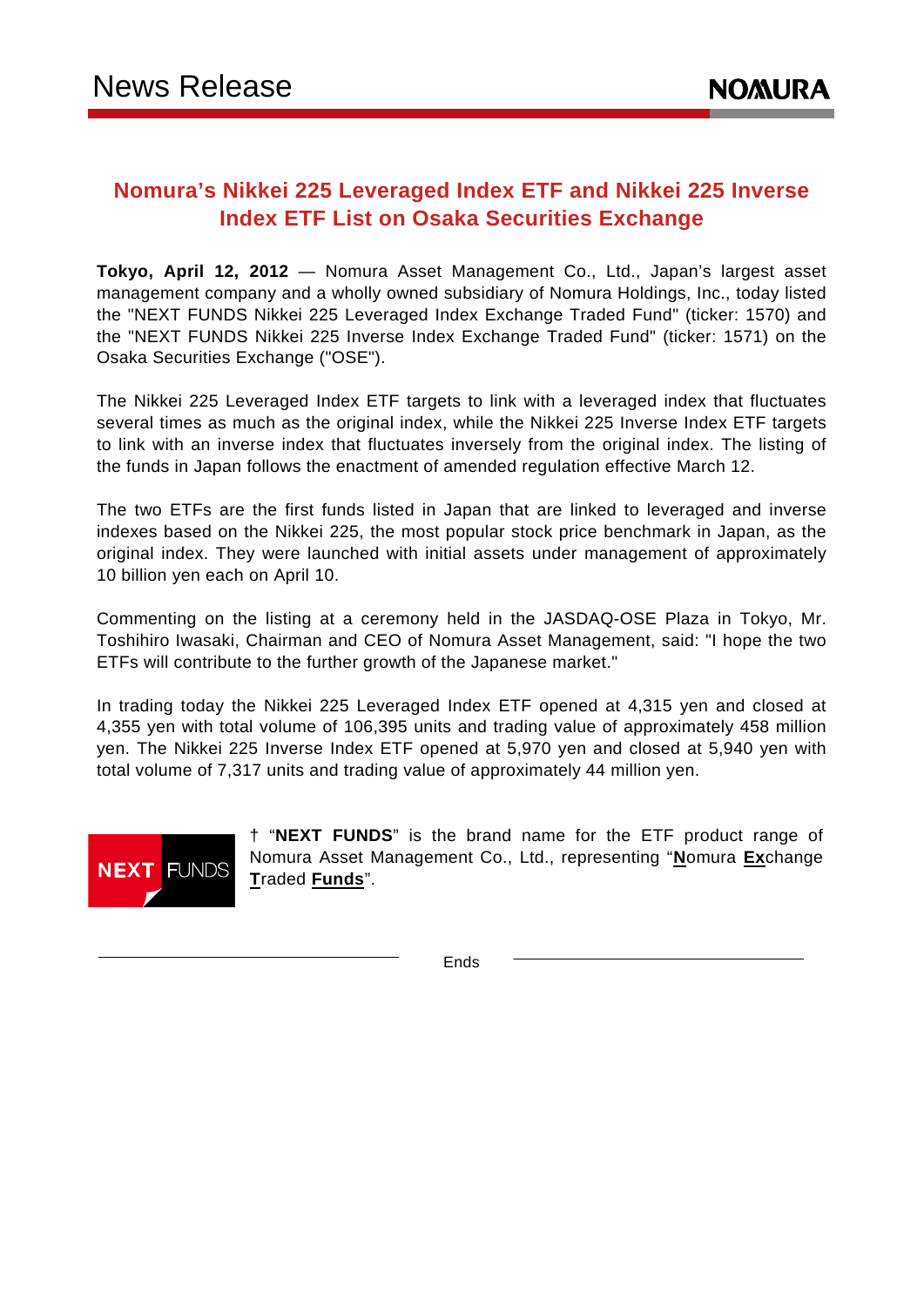News Release

# Nomura's Nikkei 225 Leveraged Index ETF and Nikkei 225 Inverse Index ETF List on Osaka Securities Exchange

**Tokyo, April 12, 2012** — Nomura Asset Management Co., Ltd., Japan's largest asset management company and a wholly owned subsidiary of Nomura Holdings, Inc., today listed the "NEXT FUNDS Nikkei 225 Leveraged Index Exchange Traded Fund" (ticker: 1570) and the "NEXT FUNDS Nikkei 225 Inverse Index Exchange Traded Fund" (ticker: 1571) on the Osaka Securities Exchange ("OSE").

The Nikkei 225 Leveraged Index ETF targets to link with a leveraged index that fluctuates several times as much as the original index, while the Nikkei 225 Inverse Index ETF targets to link with an inverse index that fluctuates inversely from the original index. The listing of the funds in Japan follows the enactment of amended regulation effective March 12.

The two ETFs are the first funds listed in Japan that are linked to leveraged and inverse indexes based on the Nikkei 225, the most popular stock price benchmark in Japan, as the original index. They were launched with initial assets under management of approximately 10 billion yen each on April 10.

Commenting on the listing at a ceremony held in the JASDAQ-OSE Plaza in Tokyo, Mr. Toshihiro Iwasaki, Chairman and CEO of Nomura Asset Management, said: "I hope the two ETFs will contribute to the further growth of the Japanese market."

In trading today the Nikkei 225 Leveraged Index ETF opened at 4,315 yen and closed at 4,355 yen with total volume of 106,395 units and trading value of approximately 458 million yen. The Nikkei 225 Inverse Index ETF opened at 5,970 yen and closed at 5,940 yen with total volume of 7,317 units and trading value of approximately 44 million yen.

NEXT FUNDS

† "**NEXT FUNDS**" is the brand name for the ETF product range of Nomura Asset Management Co., Ltd., representing "**N**omura **Ex**change **T**raded **Funds**".

Ends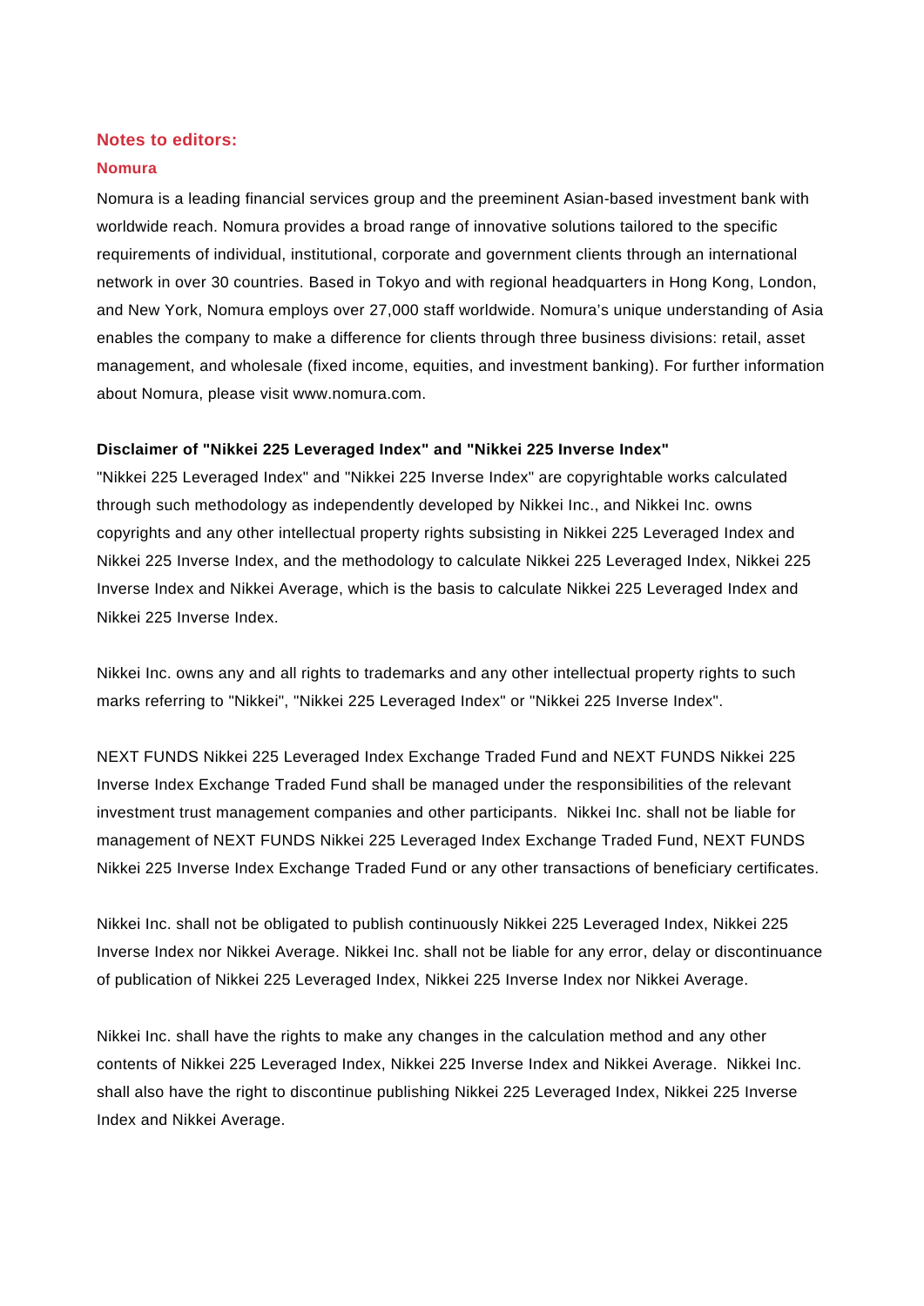## Notes to editors:

### Nomura

Nomura is a leading financial services group and the preeminent Asian-based investment bank with worldwide reach. Nomura provides a broad range of innovative solutions tailored to the specific requirements of individual, institutional, corporate and government clients through an international network in over 30 countries. Based in Tokyo and with regional headquarters in Hong Kong, London, and New York, Nomura employs over 27,000 staff worldwide. Nomura's unique understanding of Asia enables the company to make a difference for clients through three business divisions: retail, asset management, and wholesale (fixed income, equities, and investment banking). For further information about Nomura, please visit www.nomura.com.

**Disclaimer of "Nikkei 225 Leveraged Index" and "Nikkei 225 Inverse Index"**

"Nikkei 225 Leveraged Index" and "Nikkei 225 Inverse Index" are copyrightable works calculated through such methodology as independently developed by Nikkei Inc., and Nikkei Inc. owns copyrights and any other intellectual property rights subsisting in Nikkei 225 Leveraged Index and Nikkei 225 Inverse Index, and the methodology to calculate Nikkei 225 Leveraged Index, Nikkei 225 Inverse Index and Nikkei Average, which is the basis to calculate Nikkei 225 Leveraged Index and Nikkei 225 Inverse Index.

Nikkei Inc. owns any and all rights to trademarks and any other intellectual property rights to such marks referring to "Nikkei", "Nikkei 225 Leveraged Index" or "Nikkei 225 Inverse Index".

NEXT FUNDS Nikkei 225 Leveraged Index Exchange Traded Fund and NEXT FUNDS Nikkei 225 Inverse Index Exchange Traded Fund shall be managed under the responsibilities of the relevant investment trust management companies and other participants. Nikkei Inc. shall not be liable for management of NEXT FUNDS Nikkei 225 Leveraged Index Exchange Traded Fund, NEXT FUNDS Nikkei 225 Inverse Index Exchange Traded Fund or any other transactions of beneficiary certificates.

Nikkei Inc. shall not be obligated to publish continuously Nikkei 225 Leveraged Index, Nikkei 225 Inverse Index nor Nikkei Average. Nikkei Inc. shall not be liable for any error, delay or discontinuance of publication of Nikkei 225 Leveraged Index, Nikkei 225 Inverse Index nor Nikkei Average.

Nikkei Inc. shall have the rights to make any changes in the calculation method and any other contents of Nikkei 225 Leveraged Index, Nikkei 225 Inverse Index and Nikkei Average. Nikkei Inc. shall also have the right to discontinue publishing Nikkei 225 Leveraged Index, Nikkei 225 Inverse Index and Nikkei Average.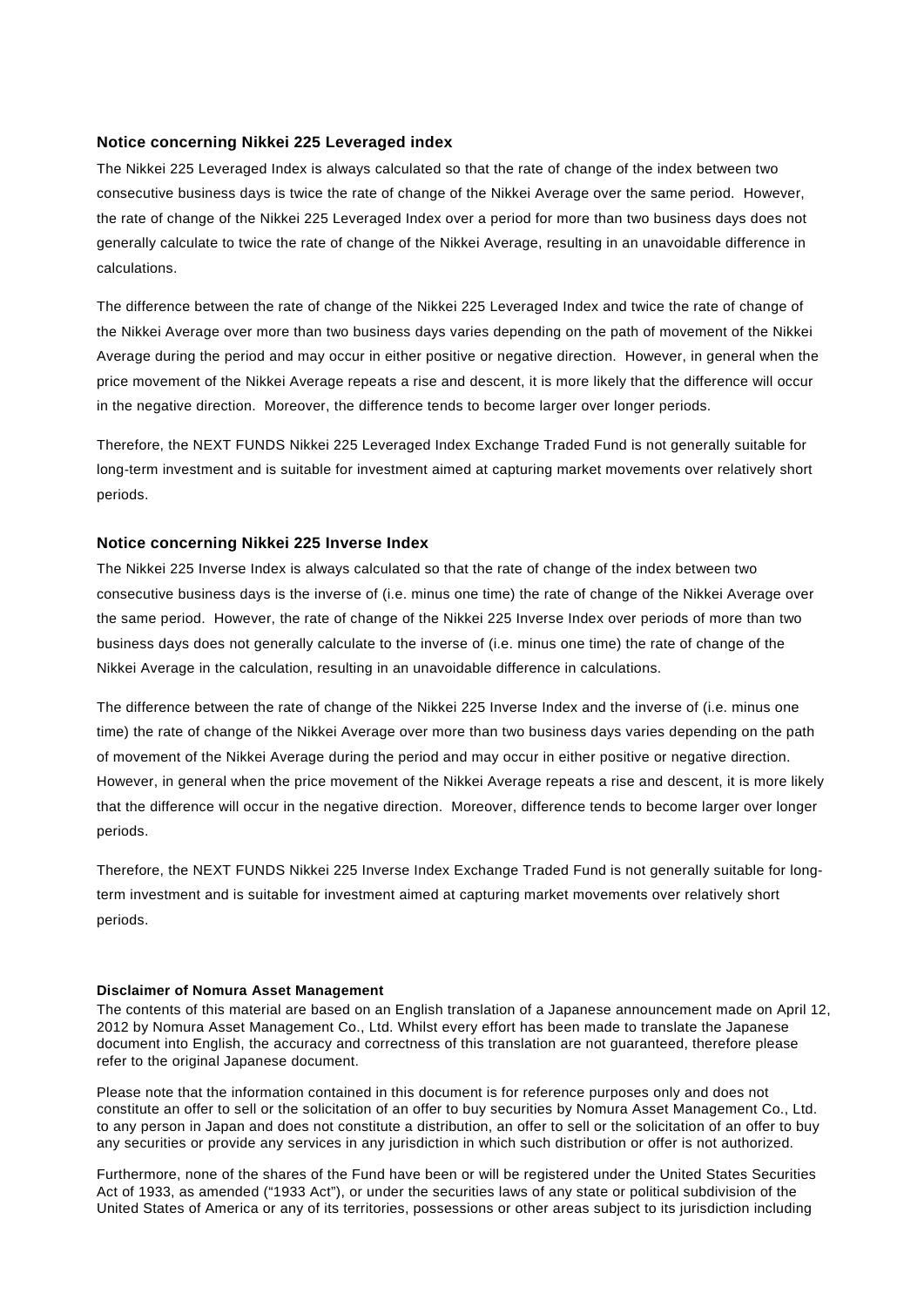### Notice concerning Nikkei 225 Leveraged index

The Nikkei 225 Leveraged Index is always calculated so that the rate of change of the index between two consecutive business days is twice the rate of change of the Nikkei Average over the same period. However, the rate of change of the Nikkei 225 Leveraged Index over a period for more than two business days does not generally calculate to twice the rate of change of the Nikkei Average, resulting in an unavoidable difference in calculations.

The difference between the rate of change of the Nikkei 225 Leveraged Index and twice the rate of change of the Nikkei Average over more than two business days varies depending on the path of movement of the Nikkei Average during the period and may occur in either positive or negative direction. However, in general when the price movement of the Nikkei Average repeats a rise and descent, it is more likely that the difference will occur in the negative direction. Moreover, the difference tends to become larger over longer periods.

Therefore, the NEXT FUNDS Nikkei 225 Leveraged Index Exchange Traded Fund is not generally suitable for long-term investment and is suitable for investment aimed at capturing market movements over relatively short periods.

### Notice concerning Nikkei 225 Inverse Index

The Nikkei 225 Inverse Index is always calculated so that the rate of change of the index between two consecutive business days is the inverse of (i.e. minus one time) the rate of change of the Nikkei Average over the same period. However, the rate of change of the Nikkei 225 Inverse Index over periods of more than two business days does not generally calculate to the inverse of (i.e. minus one time) the rate of change of the Nikkei Average in the calculation, resulting in an unavoidable difference in calculations.

The difference between the rate of change of the Nikkei 225 Inverse Index and the inverse of (i.e. minus one time) the rate of change of the Nikkei Average over more than two business days varies depending on the path of movement of the Nikkei Average during the period and may occur in either positive or negative direction. However, in general when the price movement of the Nikkei Average repeats a rise and descent, it is more likely that the difference will occur in the negative direction. Moreover, difference tends to become larger over longer periods.

Therefore, the NEXT FUNDS Nikkei 225 Inverse Index Exchange Traded Fund is not generally suitable for long-term investment and is suitable for investment aimed at capturing market movements over relatively short periods.

**Disclaimer of Nomura Asset Management**

The contents of this material are based on an English translation of a Japanese announcement made on April 12, 2012 by Nomura Asset Management Co., Ltd. Whilst every effort has been made to translate the Japanese document into English, the accuracy and correctness of this translation are not guaranteed, therefore please refer to the original Japanese document.

Please note that the information contained in this document is for reference purposes only and does not constitute an offer to sell or the solicitation of an offer to buy securities by Nomura Asset Management Co., Ltd. to any person in Japan and does not constitute a distribution, an offer to sell or the solicitation of an offer to buy any securities or provide any services in any jurisdiction in which such distribution or offer is not authorized.

Furthermore, none of the shares of the Fund have been or will be registered under the United States Securities Act of 1933, as amended ("1933 Act"), or under the securities laws of any state or political subdivision of the United States of America or any of its territories, possessions or other areas subject to its jurisdiction including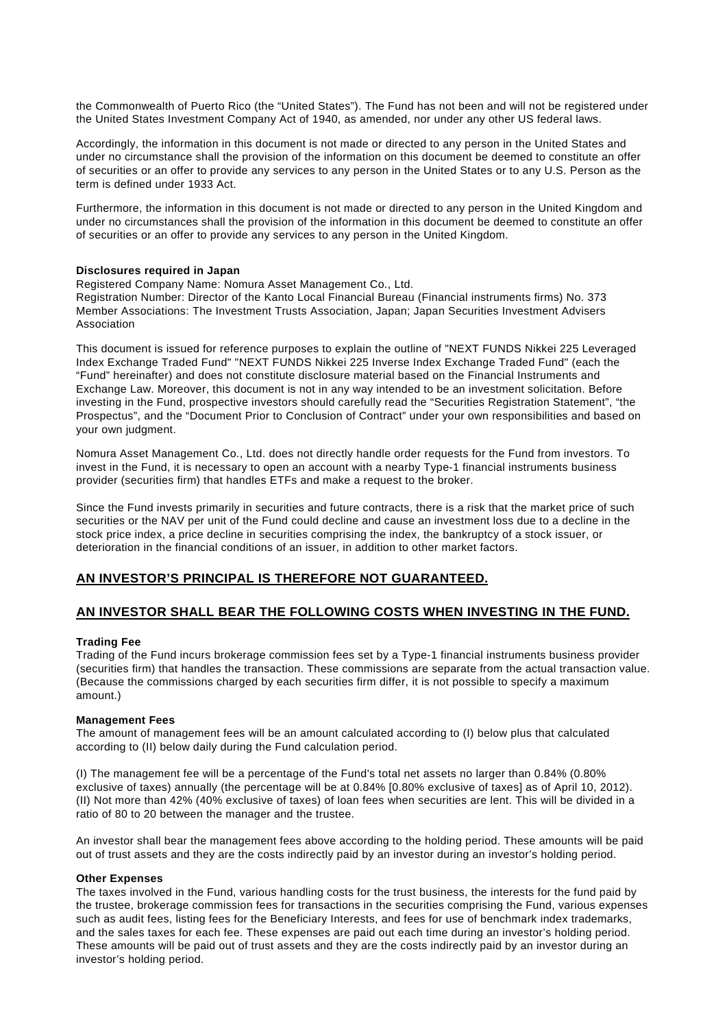the Commonwealth of Puerto Rico (the "United States"). The Fund has not been and will not be registered under the United States Investment Company Act of 1940, as amended, nor under any other US federal laws.

Accordingly, the information in this document is not made or directed to any person in the United States and under no circumstance shall the provision of the information on this document be deemed to constitute an offer of securities or an offer to provide any services to any person in the United States or to any U.S. Person as the term is defined under 1933 Act.

Furthermore, the information in this document is not made or directed to any person in the United Kingdom and under no circumstances shall the provision of the information in this document be deemed to constitute an offer of securities or an offer to provide any services to any person in the United Kingdom.

**Disclosures required in Japan**

Registered Company Name: Nomura Asset Management Co., Ltd.
Registration Number: Director of the Kanto Local Financial Bureau (Financial instruments firms) No. 373
Member Associations: The Investment Trusts Association, Japan; Japan Securities Investment Advisers Association

This document is issued for reference purposes to explain the outline of "NEXT FUNDS Nikkei 225 Leveraged Index Exchange Traded Fund" "NEXT FUNDS Nikkei 225 Inverse Index Exchange Traded Fund" (each the "Fund" hereinafter) and does not constitute disclosure material based on the Financial Instruments and Exchange Law. Moreover, this document is not in any way intended to be an investment solicitation. Before investing in the Fund, prospective investors should carefully read the "Securities Registration Statement", "the Prospectus", and the "Document Prior to Conclusion of Contract" under your own responsibilities and based on your own judgment.

Nomura Asset Management Co., Ltd. does not directly handle order requests for the Fund from investors. To invest in the Fund, it is necessary to open an account with a nearby Type-1 financial instruments business provider (securities firm) that handles ETFs and make a request to the broker.

Since the Fund invests primarily in securities and future contracts, there is a risk that the market price of such securities or the NAV per unit of the Fund could decline and cause an investment loss due to a decline in the stock price index, a price decline in securities comprising the index, the bankruptcy of a stock issuer, or deterioration in the financial conditions of an issuer, in addition to other market factors.

## AN INVESTOR'S PRINCIPAL IS THEREFORE NOT GUARANTEED.

## AN INVESTOR SHALL BEAR THE FOLLOWING COSTS WHEN INVESTING IN THE FUND.

**Trading Fee**

Trading of the Fund incurs brokerage commission fees set by a Type-1 financial instruments business provider (securities firm) that handles the transaction. These commissions are separate from the actual transaction value. (Because the commissions charged by each securities firm differ, it is not possible to specify a maximum amount.)

**Management Fees**

The amount of management fees will be an amount calculated according to (I) below plus that calculated according to (II) below daily during the Fund calculation period.

(I) The management fee will be a percentage of the Fund's total net assets no larger than 0.84% (0.80% exclusive of taxes) annually (the percentage will be at 0.84% [0.80% exclusive of taxes] as of April 10, 2012).
(II) Not more than 42% (40% exclusive of taxes) of loan fees when securities are lent. This will be divided in a ratio of 80 to 20 between the manager and the trustee.

An investor shall bear the management fees above according to the holding period. These amounts will be paid out of trust assets and they are the costs indirectly paid by an investor during an investor's holding period.

**Other Expenses**

The taxes involved in the Fund, various handling costs for the trust business, the interests for the fund paid by the trustee, brokerage commission fees for transactions in the securities comprising the Fund, various expenses such as audit fees, listing fees for the Beneficiary Interests, and fees for use of benchmark index trademarks, and the sales taxes for each fee. These expenses are paid out each time during an investor's holding period. These amounts will be paid out of trust assets and they are the costs indirectly paid by an investor during an investor's holding period.